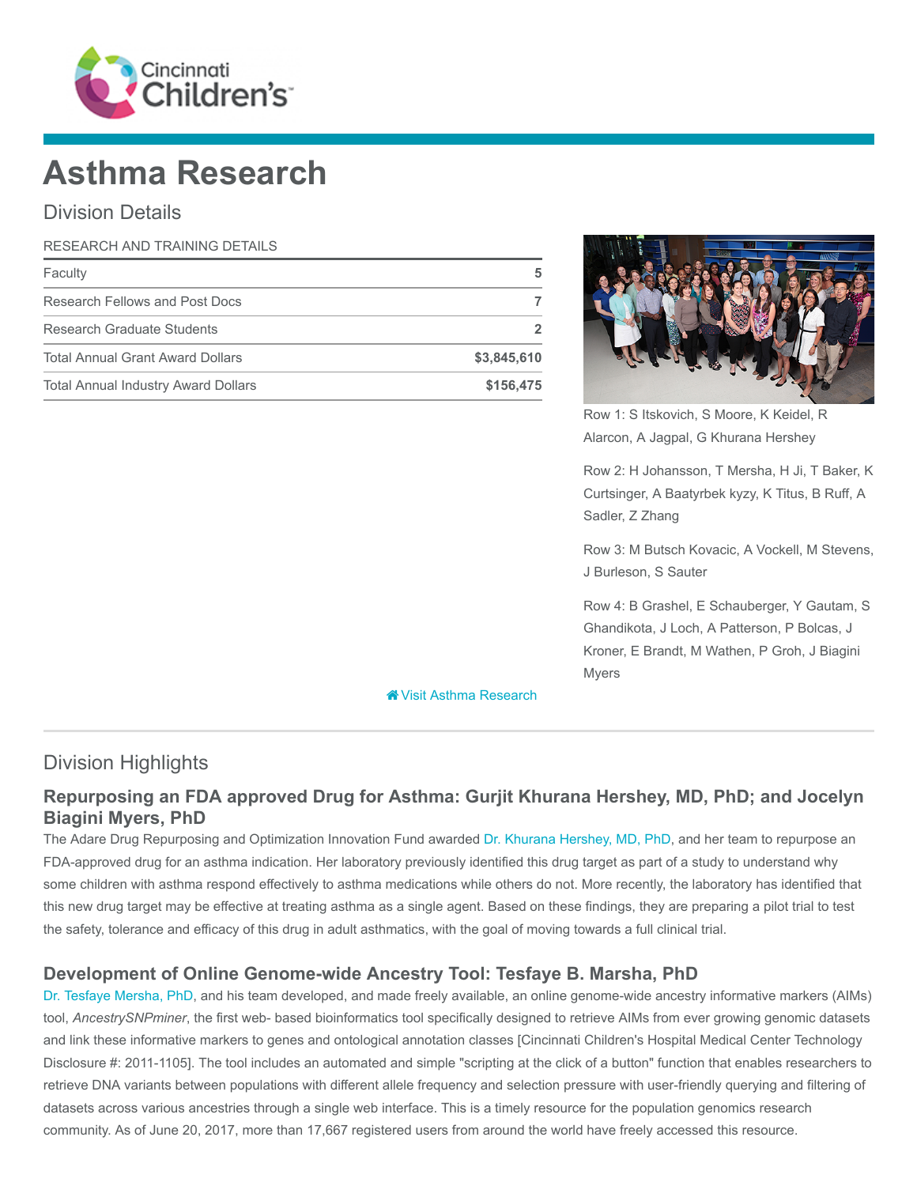# Asthma Research

## Division Details

| RESEARCH AND TRAINING DETAILS | |
|---|---|
| Faculty | 5 |
| Research Fellows and Post Docs | 7 |
| Research Graduate Students | 2 |
| Total Annual Grant Award Dollars | $3,845,610 |
| Total Annual Industry Award Dollars | $156,475 |

Row 1: S Itskovich, S Moore, K Keidel, R Alarcon, A Jagpal, G Khurana Hershey

Row 2: H Johansson, T Mersha, H Ji, T Baker, K Curtsinger, A Baatyrbek kyzy, K Titus, B Ruff, A Sadler, Z Zhang

Row 3: M Butsch Kovacic, A Vockell, M Stevens, J Burleson, S Sauter

Row 4: B Grashel, E Schauberger, Y Gautam, S Ghandikota, J Loch, A Patterson, P Bolcas, J Kroner, E Brandt, M Wathen, P Groh, J Biagini Myers

Visit Asthma Research

## Division Highlights

### Repurposing an FDA approved Drug for Asthma: Gurjit Khurana Hershey, MD, PhD; and Jocelyn Biagini Myers, PhD

The Adare Drug Repurposing and Optimization Innovation Fund awarded Dr. Khurana Hershey, MD, PhD, and her team to repurpose an FDA-approved drug for an asthma indication. Her laboratory previously identified this drug target as part of a study to understand why some children with asthma respond effectively to asthma medications while others do not. More recently, the laboratory has identified that this new drug target may be effective at treating asthma as a single agent. Based on these findings, they are preparing a pilot trial to test the safety, tolerance and efficacy of this drug in adult asthmatics, with the goal of moving towards a full clinical trial.

### Development of Online Genome-wide Ancestry Tool: Tesfaye B. Marsha, PhD

Dr. Tesfaye Mersha, PhD, and his team developed, and made freely available, an online genome-wide ancestry informative markers (AIMs) tool, *AncestrySNPminer*, the first web- based bioinformatics tool specifically designed to retrieve AIMs from ever growing genomic datasets and link these informative markers to genes and ontological annotation classes [Cincinnati Children's Hospital Medical Center Technology Disclosure #: 2011-1105]. The tool includes an automated and simple "scripting at the click of a button" function that enables researchers to retrieve DNA variants between populations with different allele frequency and selection pressure with user-friendly querying and filtering of datasets across various ancestries through a single web interface. This is a timely resource for the population genomics research community. As of June 20, 2017, more than 17,667 registered users from around the world have freely accessed this resource.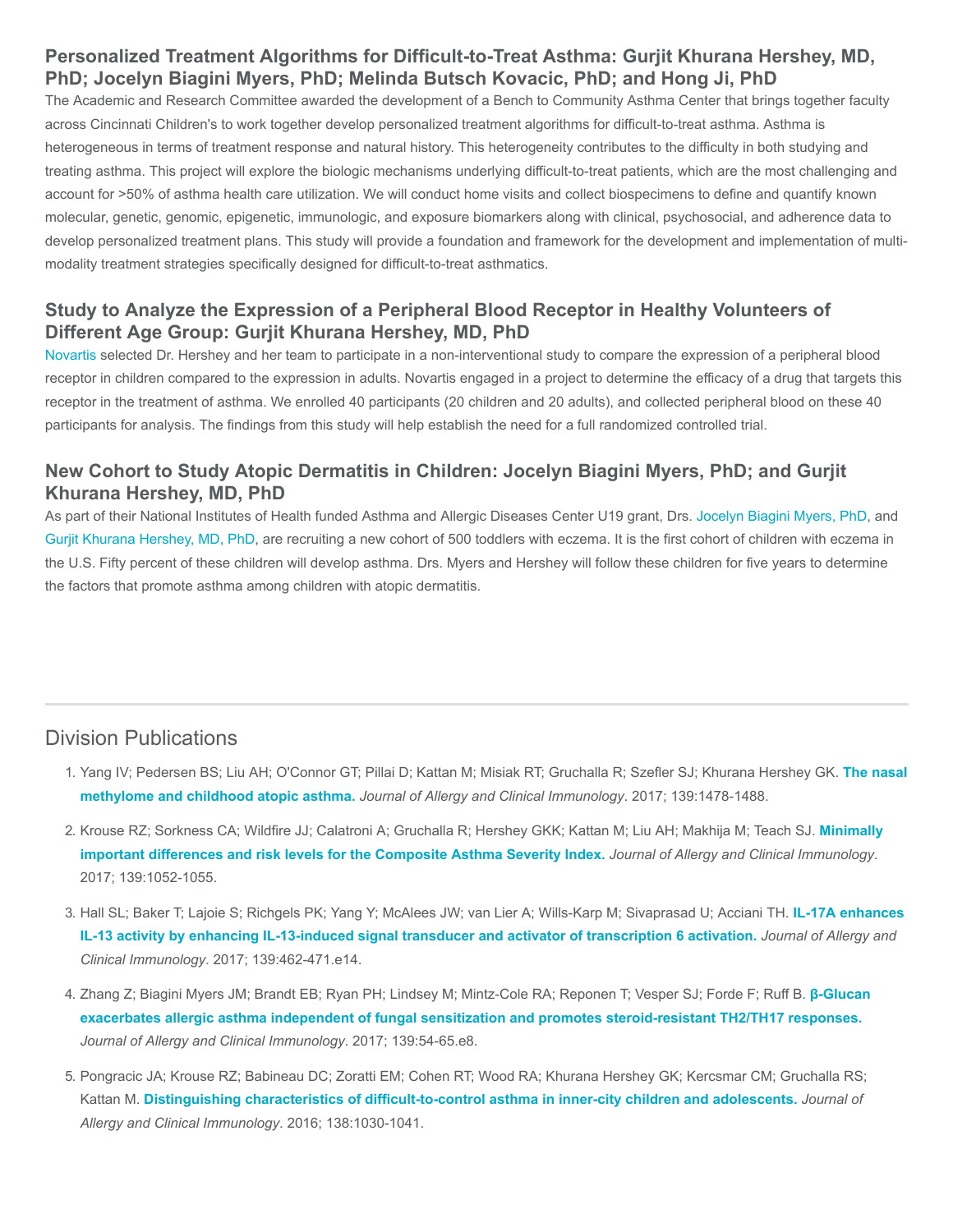### Personalized Treatment Algorithms for Difficult-to-Treat Asthma: Gurjit Khurana Hershey, MD, PhD; Jocelyn Biagini Myers, PhD; Melinda Butsch Kovacic, PhD; and Hong Ji, PhD

The Academic and Research Committee awarded the development of a Bench to Community Asthma Center that brings together faculty across Cincinnati Children's to work together develop personalized treatment algorithms for difficult-to-treat asthma. Asthma is heterogeneous in terms of treatment response and natural history. This heterogeneity contributes to the difficulty in both studying and treating asthma. This project will explore the biologic mechanisms underlying difficult-to-treat patients, which are the most challenging and account for >50% of asthma health care utilization. We will conduct home visits and collect biospecimens to define and quantify known molecular, genetic, genomic, epigenetic, immunologic, and exposure biomarkers along with clinical, psychosocial, and adherence data to develop personalized treatment plans. This study will provide a foundation and framework for the development and implementation of multi-modality treatment strategies specifically designed for difficult-to-treat asthmatics.

### Study to Analyze the Expression of a Peripheral Blood Receptor in Healthy Volunteers of Different Age Group: Gurjit Khurana Hershey, MD, PhD

Novartis selected Dr. Hershey and her team to participate in a non-interventional study to compare the expression of a peripheral blood receptor in children compared to the expression in adults. Novartis engaged in a project to determine the efficacy of a drug that targets this receptor in the treatment of asthma. We enrolled 40 participants (20 children and 20 adults), and collected peripheral blood on these 40 participants for analysis. The findings from this study will help establish the need for a full randomized controlled trial.

### New Cohort to Study Atopic Dermatitis in Children: Jocelyn Biagini Myers, PhD; and Gurjit Khurana Hershey, MD, PhD

As part of their National Institutes of Health funded Asthma and Allergic Diseases Center U19 grant, Drs. Jocelyn Biagini Myers, PhD, and Gurjit Khurana Hershey, MD, PhD, are recruiting a new cohort of 500 toddlers with eczema. It is the first cohort of children with eczema in the U.S. Fifty percent of these children will develop asthma. Drs. Myers and Hershey will follow these children for five years to determine the factors that promote asthma among children with atopic dermatitis.

## Division Publications

1. Yang IV; Pedersen BS; Liu AH; O'Connor GT; Pillai D; Kattan M; Misiak RT; Gruchalla R; Szefler SJ; Khurana Hershey GK. **The nasal methylome and childhood atopic asthma.** *Journal of Allergy and Clinical Immunology*. 2017; 139:1478-1488.
2. Krouse RZ; Sorkness CA; Wildfire JJ; Calatroni A; Gruchalla R; Hershey GKK; Kattan M; Liu AH; Makhija M; Teach SJ. **Minimally important differences and risk levels for the Composite Asthma Severity Index.** *Journal of Allergy and Clinical Immunology*. 2017; 139:1052-1055.
3. Hall SL; Baker T; Lajoie S; Richgels PK; Yang Y; McAlees JW; van Lier A; Wills-Karp M; Sivaprasad U; Acciani TH. **IL-17A enhances IL-13 activity by enhancing IL-13-induced signal transducer and activator of transcription 6 activation.** *Journal of Allergy and Clinical Immunology*. 2017; 139:462-471.e14.
4. Zhang Z; Biagini Myers JM; Brandt EB; Ryan PH; Lindsey M; Mintz-Cole RA; Reponen T; Vesper SJ; Forde F; Ruff B. **β-Glucan exacerbates allergic asthma independent of fungal sensitization and promotes steroid-resistant TH2/TH17 responses.** *Journal of Allergy and Clinical Immunology*. 2017; 139:54-65.e8.
5. Pongracic JA; Krouse RZ; Babineau DC; Zoratti EM; Cohen RT; Wood RA; Khurana Hershey GK; Kercsmar CM; Gruchalla RS; Kattan M. **Distinguishing characteristics of difficult-to-control asthma in inner-city children and adolescents.** *Journal of Allergy and Clinical Immunology*. 2016; 138:1030-1041.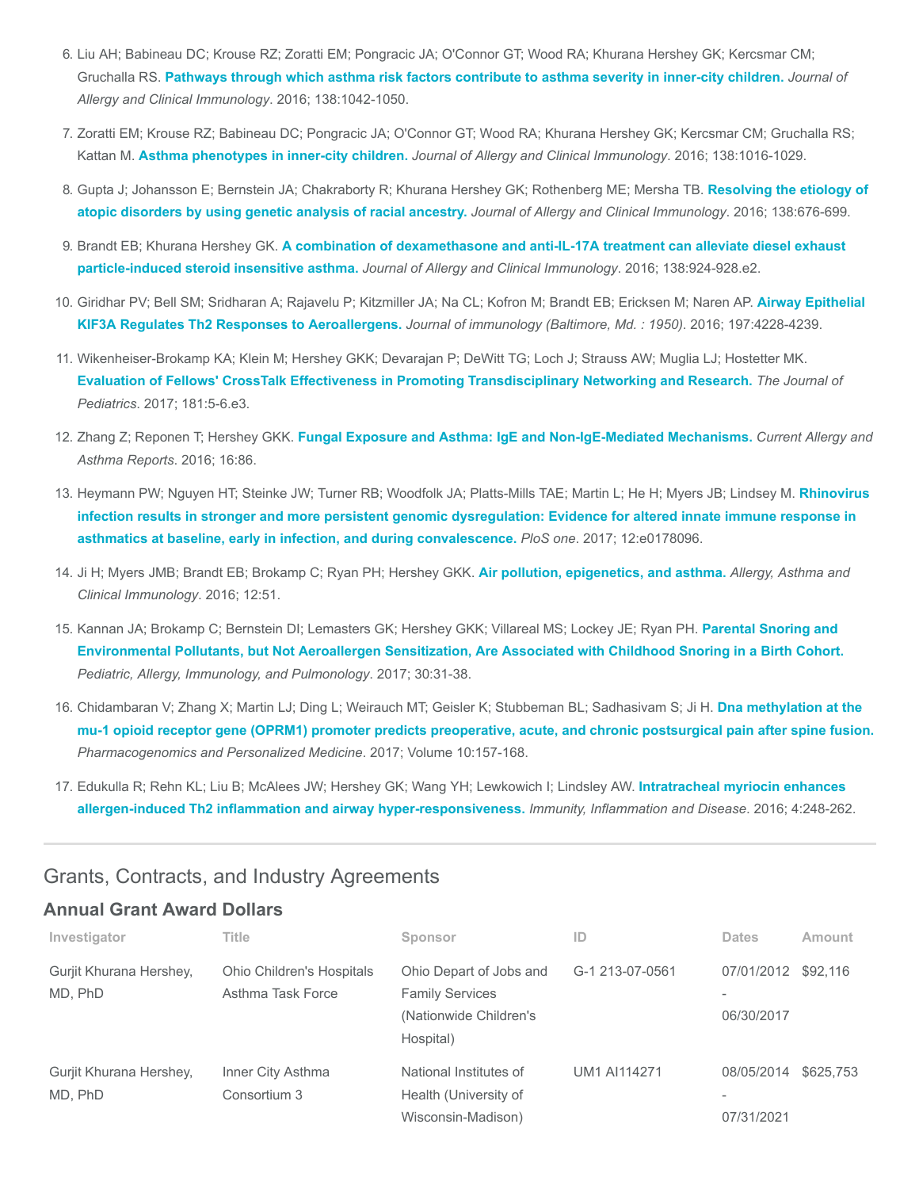6. Liu AH; Babineau DC; Krouse RZ; Zoratti EM; Pongracic JA; O'Connor GT; Wood RA; Khurana Hershey GK; Kercsmar CM; Gruchalla RS. **Pathways through which asthma risk factors contribute to asthma severity in inner-city children.** *Journal of Allergy and Clinical Immunology*. 2016; 138:1042-1050.
7. Zoratti EM; Krouse RZ; Babineau DC; Pongracic JA; O'Connor GT; Wood RA; Khurana Hershey GK; Kercsmar CM; Gruchalla RS; Kattan M. **Asthma phenotypes in inner-city children.** *Journal of Allergy and Clinical Immunology*. 2016; 138:1016-1029.
8. Gupta J; Johansson E; Bernstein JA; Chakraborty R; Khurana Hershey GK; Rothenberg ME; Mersha TB. **Resolving the etiology of atopic disorders by using genetic analysis of racial ancestry.** *Journal of Allergy and Clinical Immunology*. 2016; 138:676-699.
9. Brandt EB; Khurana Hershey GK. **A combination of dexamethasone and anti-IL-17A treatment can alleviate diesel exhaust particle-induced steroid insensitive asthma.** *Journal of Allergy and Clinical Immunology*. 2016; 138:924-928.e2.
10. Giridhar PV; Bell SM; Sridharan A; Rajavelu P; Kitzmiller JA; Na CL; Kofron M; Brandt EB; Ericksen M; Naren AP. **Airway Epithelial KIF3A Regulates Th2 Responses to Aeroallergens.** *Journal of immunology (Baltimore, Md. : 1950)*. 2016; 197:4228-4239.
11. Wikenheiser-Brokamp KA; Klein M; Hershey GKK; Devarajan P; DeWitt TG; Loch J; Strauss AW; Muglia LJ; Hostetter MK. **Evaluation of Fellows' CrossTalk Effectiveness in Promoting Transdisciplinary Networking and Research.** *The Journal of Pediatrics*. 2017; 181:5-6.e3.
12. Zhang Z; Reponen T; Hershey GKK. **Fungal Exposure and Asthma: IgE and Non-IgE-Mediated Mechanisms.** *Current Allergy and Asthma Reports*. 2016; 16:86.
13. Heymann PW; Nguyen HT; Steinke JW; Turner RB; Woodfolk JA; Platts-Mills TAE; Martin L; He H; Myers JB; Lindsey M. **Rhinovirus infection results in stronger and more persistent genomic dysregulation: Evidence for altered innate immune response in asthmatics at baseline, early in infection, and during convalescence.** *PloS one*. 2017; 12:e0178096.
14. Ji H; Myers JMB; Brandt EB; Brokamp C; Ryan PH; Hershey GKK. **Air pollution, epigenetics, and asthma.** *Allergy, Asthma and Clinical Immunology*. 2016; 12:51.
15. Kannan JA; Brokamp C; Bernstein DI; Lemasters GK; Hershey GKK; Villareal MS; Lockey JE; Ryan PH. **Parental Snoring and Environmental Pollutants, but Not Aeroallergen Sensitization, Are Associated with Childhood Snoring in a Birth Cohort.** *Pediatric, Allergy, Immunology, and Pulmonology*. 2017; 30:31-38.
16. Chidambaran V; Zhang X; Martin LJ; Ding L; Weirauch MT; Geisler K; Stubbeman BL; Sadhasivam S; Ji H. **Dna methylation at the mu-1 opioid receptor gene (OPRM1) promoter predicts preoperative, acute, and chronic postsurgical pain after spine fusion.** *Pharmacogenomics and Personalized Medicine*. 2017; Volume 10:157-168.
17. Edukulla R; Rehn KL; Liu B; McAlees JW; Hershey GK; Wang YH; Lewkowich I; Lindsley AW. **Intratracheal myriocin enhances allergen-induced Th2 inflammation and airway hyper-responsiveness.** *Immunity, Inflammation and Disease*. 2016; 4:248-262.

## Grants, Contracts, and Industry Agreements

### Annual Grant Award Dollars

| Investigator | Title | Sponsor | ID | Dates | Amount |
|---|---|---|---|---|---|
| Gurjit Khurana Hershey, MD, PhD | Ohio Children's Hospitals Asthma Task Force | Ohio Depart of Jobs and Family Services (Nationwide Children's Hospital) | G-1 213-07-0561 | 07/01/2012 - 06/30/2017 | $92,116 |
| Gurjit Khurana Hershey, MD, PhD | Inner City Asthma Consortium 3 | National Institutes of Health (University of Wisconsin-Madison) | UM1 AI114271 | 08/05/2014 - 07/31/2021 | $625,753 |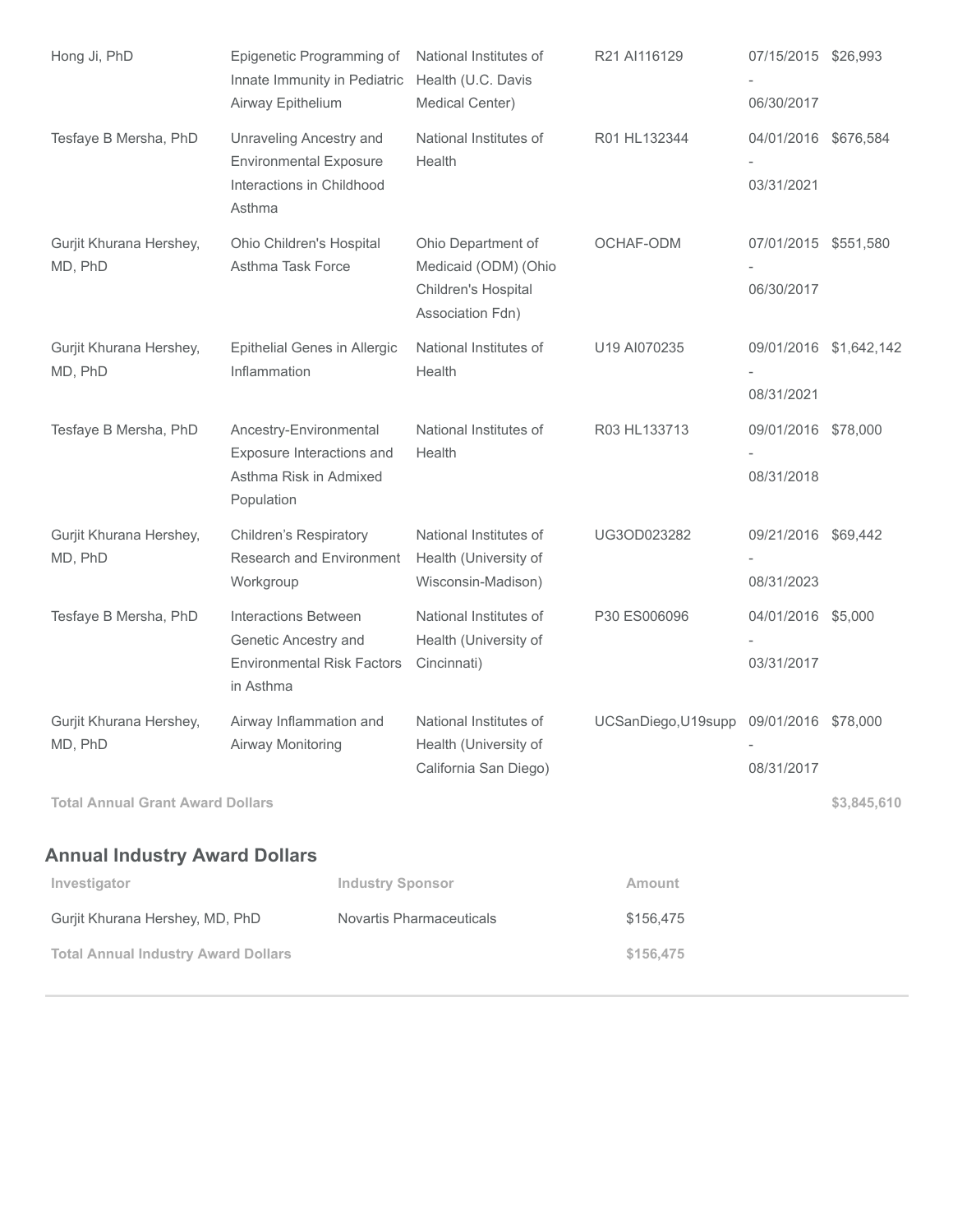| | | | | | |
|---|---|---|---|---|---|
| Hong Ji, PhD | Epigenetic Programming of Innate Immunity in Pediatric Airway Epithelium | National Institutes of Health (U.C. Davis Medical Center) | R21 AI116129 | 07/15/2015 - 06/30/2017 | $26,993 |
| Tesfaye B Mersha, PhD | Unraveling Ancestry and Environmental Exposure Interactions in Childhood Asthma | National Institutes of Health | R01 HL132344 | 04/01/2016 - 03/31/2021 | $676,584 |
| Gurjit Khurana Hershey, MD, PhD | Ohio Children's Hospital Asthma Task Force | Ohio Department of Medicaid (ODM) (Ohio Children's Hospital Association Fdn) | OCHAF-ODM | 07/01/2015 - 06/30/2017 | $551,580 |
| Gurjit Khurana Hershey, MD, PhD | Epithelial Genes in Allergic Inflammation | National Institutes of Health | U19 AI070235 | 09/01/2016 - 08/31/2021 | $1,642,142 |
| Tesfaye B Mersha, PhD | Ancestry-Environmental Exposure Interactions and Asthma Risk in Admixed Population | National Institutes of Health | R03 HL133713 | 09/01/2016 - 08/31/2018 | $78,000 |
| Gurjit Khurana Hershey, MD, PhD | Children's Respiratory Research and Environment Workgroup | National Institutes of Health (University of Wisconsin-Madison) | UG3OD023282 | 09/21/2016 - 08/31/2023 | $69,442 |
| Tesfaye B Mersha, PhD | Interactions Between Genetic Ancestry and Environmental Risk Factors in Asthma | National Institutes of Health (University of Cincinnati) | P30 ES006096 | 04/01/2016 - 03/31/2017 | $5,000 |
| Gurjit Khurana Hershey, MD, PhD | Airway Inflammation and Airway Monitoring | National Institutes of Health (University of California San Diego) | UCSanDiego,U19supp | 09/01/2016 - 08/31/2017 | $78,000 |
| **Total Annual Grant Award Dollars** | | | | | **$3,845,610** |

## Annual Industry Award Dollars

| Investigator | Industry Sponsor | Amount |
|---|---|---|
| Gurjit Khurana Hershey, MD, PhD | Novartis Pharmaceuticals | $156,475 |
| **Total Annual Industry Award Dollars** | | **$156,475** |